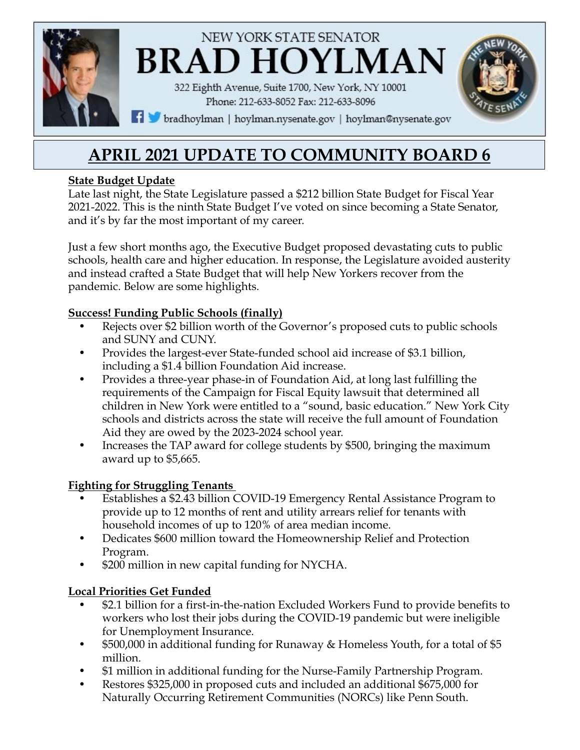NEW YORK STATE SENATOR

# BRAD HOYLMAN

322 Eighth Avenue, Suite 1700, New York, NY 10001
Phone: 212-633-8052 Fax: 212-633-8096
bradhoylman | hoylman.nysenate.gov | hoylman@nysenate.gov

## APRIL 2021 UPDATE TO COMMUNITY BOARD 6

**State Budget Update**

Late last night, the State Legislature passed a $212 billion State Budget for Fiscal Year 2021-2022. This is the ninth State Budget I've voted on since becoming a State Senator, and it's by far the most important of my career.

Just a few short months ago, the Executive Budget proposed devastating cuts to public schools, health care and higher education. In response, the Legislature avoided austerity and instead crafted a State Budget that will help New Yorkers recover from the pandemic. Below are some highlights.

**Success! Funding Public Schools (finally)**

- Rejects over $2 billion worth of the Governor's proposed cuts to public schools and SUNY and CUNY.
- Provides the largest-ever State-funded school aid increase of $3.1 billion, including a $1.4 billion Foundation Aid increase.
- Provides a three-year phase-in of Foundation Aid, at long last fulfilling the requirements of the Campaign for Fiscal Equity lawsuit that determined all children in New York were entitled to a "sound, basic education." New York City schools and districts across the state will receive the full amount of Foundation Aid they are owed by the 2023-2024 school year.
- Increases the TAP award for college students by $500, bringing the maximum award up to $5,665.

**Fighting for Struggling Tenants**

- Establishes a $2.43 billion COVID-19 Emergency Rental Assistance Program to provide up to 12 months of rent and utility arrears relief for tenants with household incomes of up to 120% of area median income.
- Dedicates $600 million toward the Homeownership Relief and Protection Program.
- $200 million in new capital funding for NYCHA.

**Local Priorities Get Funded**

- $2.1 billion for a first-in-the-nation Excluded Workers Fund to provide benefits to workers who lost their jobs during the COVID-19 pandemic but were ineligible for Unemployment Insurance.
- $500,000 in additional funding for Runaway & Homeless Youth, for a total of $5 million.
- $1 million in additional funding for the Nurse-Family Partnership Program.
- Restores $325,000 in proposed cuts and included an additional $675,000 for Naturally Occurring Retirement Communities (NORCs) like Penn South.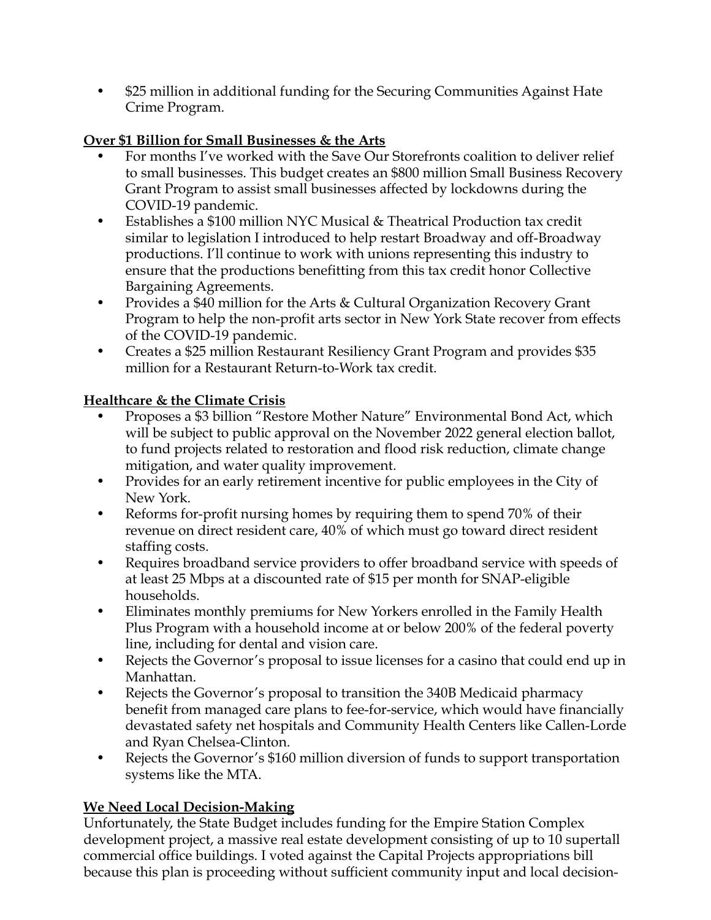- $25 million in additional funding for the Securing Communities Against Hate Crime Program.

**Over $1 Billion for Small Businesses & the Arts**

- For months I've worked with the Save Our Storefronts coalition to deliver relief to small businesses. This budget creates an $800 million Small Business Recovery Grant Program to assist small businesses affected by lockdowns during the COVID-19 pandemic.
- Establishes a $100 million NYC Musical & Theatrical Production tax credit similar to legislation I introduced to help restart Broadway and off-Broadway productions. I'll continue to work with unions representing this industry to ensure that the productions benefitting from this tax credit honor Collective Bargaining Agreements.
- Provides a $40 million for the Arts & Cultural Organization Recovery Grant Program to help the non-profit arts sector in New York State recover from effects of the COVID-19 pandemic.
- Creates a $25 million Restaurant Resiliency Grant Program and provides $35 million for a Restaurant Return-to-Work tax credit.

**Healthcare & the Climate Crisis**

- Proposes a $3 billion "Restore Mother Nature" Environmental Bond Act, which will be subject to public approval on the November 2022 general election ballot, to fund projects related to restoration and flood risk reduction, climate change mitigation, and water quality improvement.
- Provides for an early retirement incentive for public employees in the City of New York.
- Reforms for-profit nursing homes by requiring them to spend 70% of their revenue on direct resident care, 40% of which must go toward direct resident staffing costs.
- Requires broadband service providers to offer broadband service with speeds of at least 25 Mbps at a discounted rate of $15 per month for SNAP-eligible households.
- Eliminates monthly premiums for New Yorkers enrolled in the Family Health Plus Program with a household income at or below 200% of the federal poverty line, including for dental and vision care.
- Rejects the Governor's proposal to issue licenses for a casino that could end up in Manhattan.
- Rejects the Governor's proposal to transition the 340B Medicaid pharmacy benefit from managed care plans to fee-for-service, which would have financially devastated safety net hospitals and Community Health Centers like Callen-Lorde and Ryan Chelsea-Clinton.
- Rejects the Governor's $160 million diversion of funds to support transportation systems like the MTA.

**We Need Local Decision-Making**

Unfortunately, the State Budget includes funding for the Empire Station Complex development project, a massive real estate development consisting of up to 10 supertall commercial office buildings. I voted against the Capital Projects appropriations bill because this plan is proceeding without sufficient community input and local decision-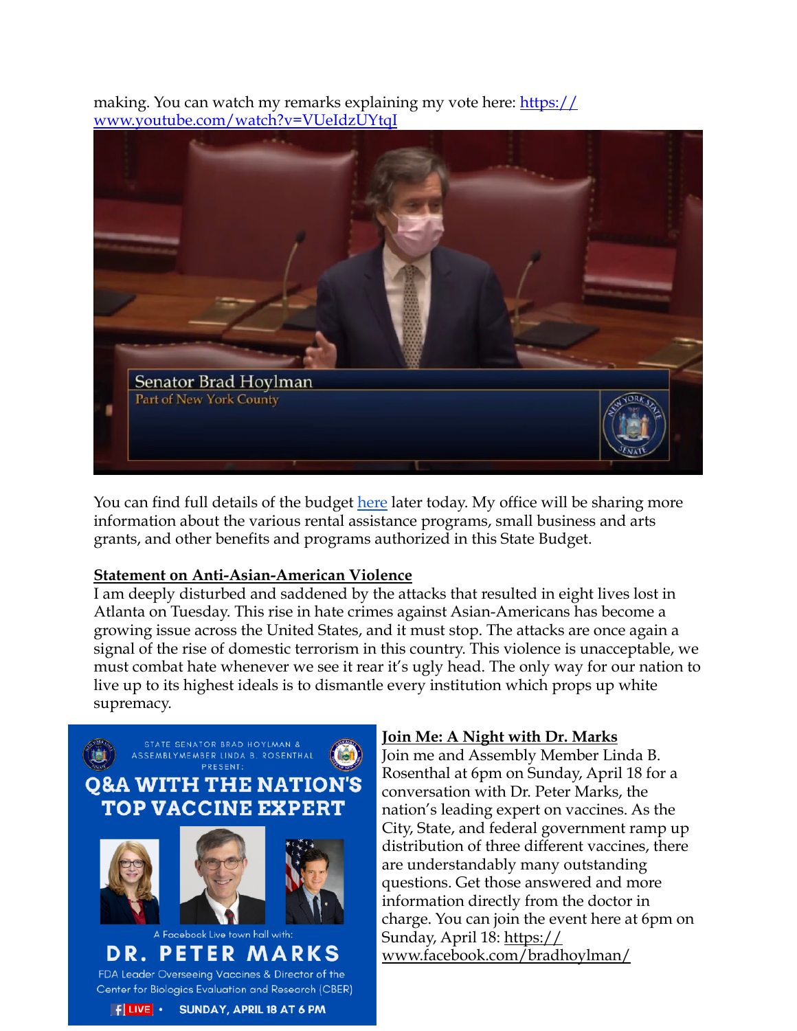making. You can watch my remarks explaining my vote here: [https://www.youtube.com/watch?v=VUeIdzUYtqI](https://www.youtube.com/watch?v=VUeIdzUYtqI)

You can find full details of the budget [here](#) later today. My office will be sharing more information about the various rental assistance programs, small business and arts grants, and other benefits and programs authorized in this State Budget.

**Statement on Anti-Asian-American Violence**

I am deeply disturbed and saddened by the attacks that resulted in eight lives lost in Atlanta on Tuesday. This rise in hate crimes against Asian-Americans has become a growing issue across the United States, and it must stop. The attacks are once again a signal of the rise of domestic terrorism in this country. This violence is unacceptable, we must combat hate whenever we see it rear it's ugly head. The only way for our nation to live up to its highest ideals is to dismantle every institution which props up white supremacy.

**Join Me: A Night with Dr. Marks**

Join me and Assembly Member Linda B. Rosenthal at 6pm on Sunday, April 18 for a conversation with Dr. Peter Marks, the nation's leading expert on vaccines. As the City, State, and federal government ramp up distribution of three different vaccines, there are understandably many outstanding questions. Get those answered and more information directly from the doctor in charge. You can join the event here at 6pm on Sunday, April 18: [https://www.facebook.com/bradhoylman/](https://www.facebook.com/bradhoylman/)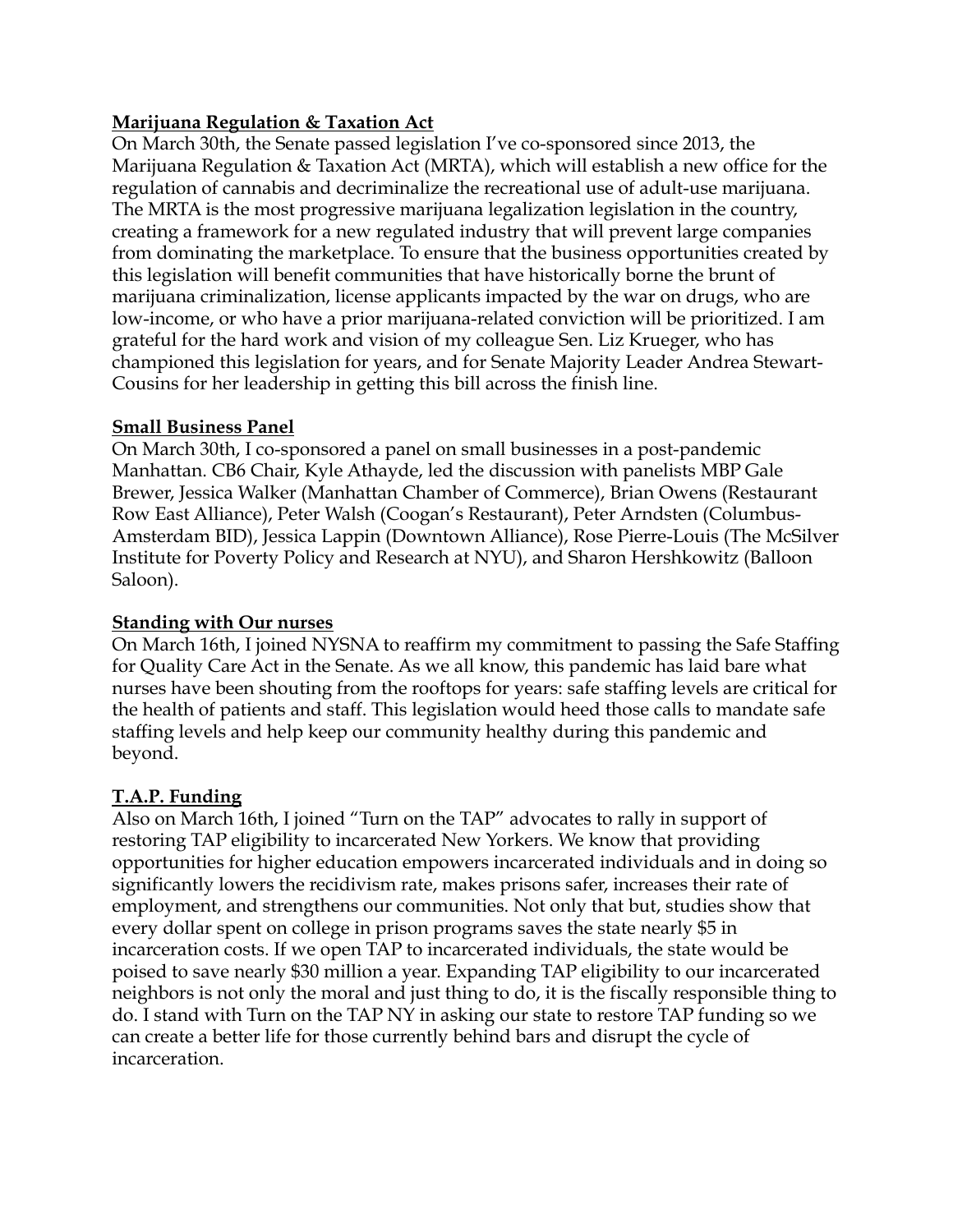**Marijuana Regulation & Taxation Act**

On March 30th, the Senate passed legislation I've co-sponsored since 2013, the Marijuana Regulation & Taxation Act (MRTA), which will establish a new office for the regulation of cannabis and decriminalize the recreational use of adult-use marijuana. The MRTA is the most progressive marijuana legalization legislation in the country, creating a framework for a new regulated industry that will prevent large companies from dominating the marketplace. To ensure that the business opportunities created by this legislation will benefit communities that have historically borne the brunt of marijuana criminalization, license applicants impacted by the war on drugs, who are low-income, or who have a prior marijuana-related conviction will be prioritized. I am grateful for the hard work and vision of my colleague Sen. Liz Krueger, who has championed this legislation for years, and for Senate Majority Leader Andrea Stewart-Cousins for her leadership in getting this bill across the finish line.

**Small Business Panel**

On March 30th, I co-sponsored a panel on small businesses in a post-pandemic Manhattan. CB6 Chair, Kyle Athayde, led the discussion with panelists MBP Gale Brewer, Jessica Walker (Manhattan Chamber of Commerce), Brian Owens (Restaurant Row East Alliance), Peter Walsh (Coogan's Restaurant), Peter Arndsten (Columbus-Amsterdam BID), Jessica Lappin (Downtown Alliance), Rose Pierre-Louis (The McSilver Institute for Poverty Policy and Research at NYU), and Sharon Hershkowitz (Balloon Saloon).

**Standing with Our nurses**

On March 16th, I joined NYSNA to reaffirm my commitment to passing the Safe Staffing for Quality Care Act in the Senate. As we all know, this pandemic has laid bare what nurses have been shouting from the rooftops for years: safe staffing levels are critical for the health of patients and staff. This legislation would heed those calls to mandate safe staffing levels and help keep our community healthy during this pandemic and beyond.

**T.A.P. Funding**

Also on March 16th, I joined "Turn on the TAP" advocates to rally in support of restoring TAP eligibility to incarcerated New Yorkers. We know that providing opportunities for higher education empowers incarcerated individuals and in doing so significantly lowers the recidivism rate, makes prisons safer, increases their rate of employment, and strengthens our communities. Not only that but, studies show that every dollar spent on college in prison programs saves the state nearly $5 in incarceration costs. If we open TAP to incarcerated individuals, the state would be poised to save nearly $30 million a year. Expanding TAP eligibility to our incarcerated neighbors is not only the moral and just thing to do, it is the fiscally responsible thing to do. I stand with Turn on the TAP NY in asking our state to restore TAP funding so we can create a better life for those currently behind bars and disrupt the cycle of incarceration.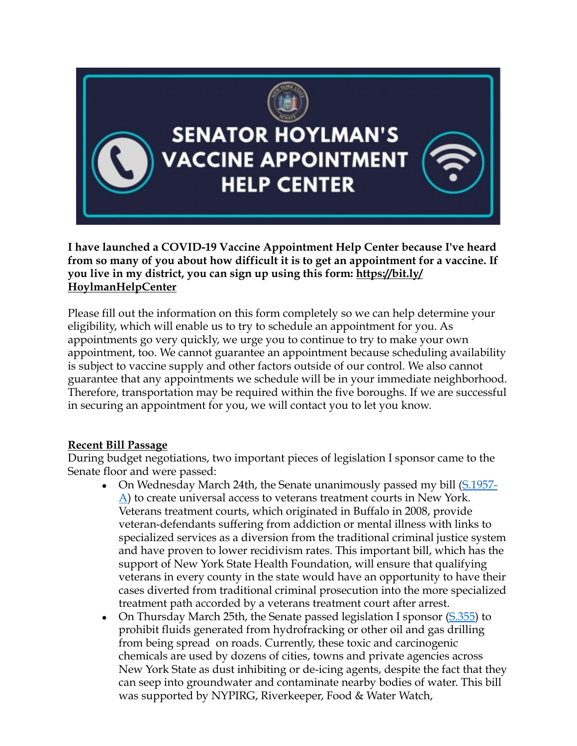**I have launched a COVID-19 Vaccine Appointment Help Center because I've heard from so many of you about how difficult it is to get an appointment for a vaccine. If you live in my district, you can sign up using this form: https://bit.ly/HoylmanHelpCenter**

Please fill out the information on this form completely so we can help determine your eligibility, which will enable us to try to schedule an appointment for you. As appointments go very quickly, we urge you to continue to try to make your own appointment, too. We cannot guarantee an appointment because scheduling availability is subject to vaccine supply and other factors outside of our control. We also cannot guarantee that any appointments we schedule will be in your immediate neighborhood. Therefore, transportation may be required within the five boroughs. If we are successful in securing an appointment for you, we will contact you to let you know.

**Recent Bill Passage**

During budget negotiations, two important pieces of legislation I sponsor came to the Senate floor and were passed:

- On Wednesday March 24th, the Senate unanimously passed my bill (S.1957-A) to create universal access to veterans treatment courts in New York. Veterans treatment courts, which originated in Buffalo in 2008, provide veteran-defendants suffering from addiction or mental illness with links to specialized services as a diversion from the traditional criminal justice system and have proven to lower recidivism rates. This important bill, which has the support of New York State Health Foundation, will ensure that qualifying veterans in every county in the state would have an opportunity to have their cases diverted from traditional criminal prosecution into the more specialized treatment path accorded by a veterans treatment court after arrest.
- On Thursday March 25th, the Senate passed legislation I sponsor (S.355) to prohibit fluids generated from hydrofracking or other oil and gas drilling from being spread on roads. Currently, these toxic and carcinogenic chemicals are used by dozens of cities, towns and private agencies across New York State as dust inhibiting or de-icing agents, despite the fact that they can seep into groundwater and contaminate nearby bodies of water. This bill was supported by NYPIRG, Riverkeeper, Food & Water Watch,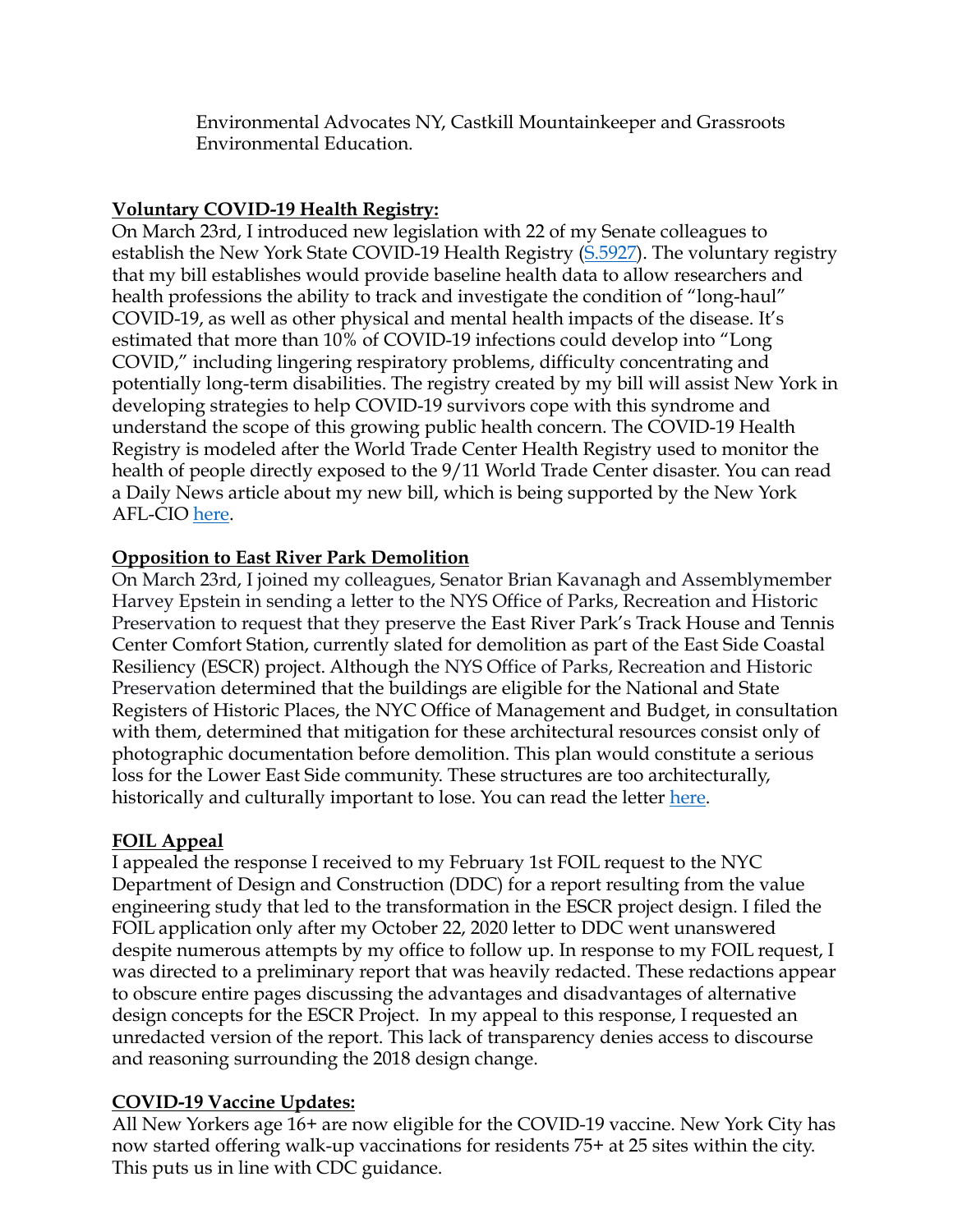Environmental Advocates NY, Castkill Mountainkeeper and Grassroots Environmental Education.

**Voluntary COVID-19 Health Registry:**

On March 23rd, I introduced new legislation with 22 of my Senate colleagues to establish the New York State COVID-19 Health Registry ([S.5927]()). The voluntary registry that my bill establishes would provide baseline health data to allow researchers and health professions the ability to track and investigate the condition of "long-haul" COVID-19, as well as other physical and mental health impacts of the disease. It's estimated that more than 10% of COVID-19 infections could develop into "Long COVID," including lingering respiratory problems, difficulty concentrating and potentially long-term disabilities. The registry created by my bill will assist New York in developing strategies to help COVID-19 survivors cope with this syndrome and understand the scope of this growing public health concern. The COVID-19 Health Registry is modeled after the World Trade Center Health Registry used to monitor the health of people directly exposed to the 9/11 World Trade Center disaster. You can read a Daily News article about my new bill, which is being supported by the New York AFL-CIO [here]().

**Opposition to East River Park Demolition**

On March 23rd, I joined my colleagues, Senator Brian Kavanagh and Assemblymember Harvey Epstein in sending a letter to the NYS Office of Parks, Recreation and Historic Preservation to request that they preserve the East River Park's Track House and Tennis Center Comfort Station, currently slated for demolition as part of the East Side Coastal Resiliency (ESCR) project. Although the NYS Office of Parks, Recreation and Historic Preservation determined that the buildings are eligible for the National and State Registers of Historic Places, the NYC Office of Management and Budget, in consultation with them, determined that mitigation for these architectural resources consist only of photographic documentation before demolition. This plan would constitute a serious loss for the Lower East Side community. These structures are too architecturally, historically and culturally important to lose. You can read the letter [here]().

**FOIL Appeal**

I appealed the response I received to my February 1st FOIL request to the NYC Department of Design and Construction (DDC) for a report resulting from the value engineering study that led to the transformation in the ESCR project design. I filed the FOIL application only after my October 22, 2020 letter to DDC went unanswered despite numerous attempts by my office to follow up. In response to my FOIL request, I was directed to a preliminary report that was heavily redacted. These redactions appear to obscure entire pages discussing the advantages and disadvantages of alternative design concepts for the ESCR Project. In my appeal to this response, I requested an unredacted version of the report. This lack of transparency denies access to discourse and reasoning surrounding the 2018 design change.

**COVID-19 Vaccine Updates:**

All New Yorkers age 16+ are now eligible for the COVID-19 vaccine. New York City has now started offering walk-up vaccinations for residents 75+ at 25 sites within the city. This puts us in line with CDC guidance.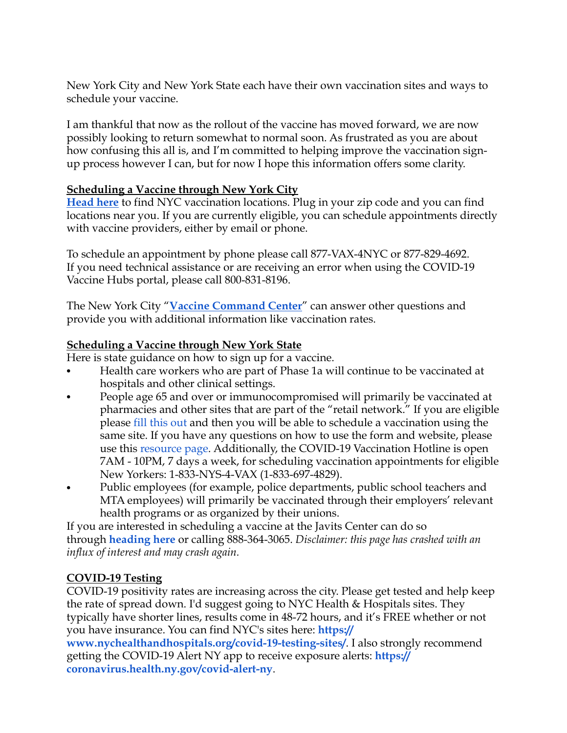New York City and New York State each have their own vaccination sites and ways to schedule your vaccine.

I am thankful that now as the rollout of the vaccine has moved forward, we are now possibly looking to return somewhat to normal soon. As frustrated as you are about how confusing this all is, and I'm committed to helping improve the vaccination sign-up process however I can, but for now I hope this information offers some clarity.

**Scheduling a Vaccine through New York City**

**Head here** to find NYC vaccination locations. Plug in your zip code and you can find locations near you. If you are currently eligible, you can schedule appointments directly with vaccine providers, either by email or phone.

To schedule an appointment by phone please call 877-VAX-4NYC or 877-829-4692. If you need technical assistance or are receiving an error when using the COVID-19 Vaccine Hubs portal, please call 800-831-8196.

The New York City "**Vaccine Command Center**" can answer other questions and provide you with additional information like vaccination rates.

**Scheduling a Vaccine through New York State**

Here is state guidance on how to sign up for a vaccine.

- Health care workers who are part of Phase 1a will continue to be vaccinated at hospitals and other clinical settings.
- People age 65 and over or immunocompromised will primarily be vaccinated at pharmacies and other sites that are part of the "retail network." If you are eligible please fill this out and then you will be able to schedule a vaccination using the same site. If you have any questions on how to use the form and website, please use this resource page. Additionally, the COVID-19 Vaccination Hotline is open 7AM - 10PM, 7 days a week, for scheduling vaccination appointments for eligible New Yorkers: 1-833-NYS-4-VAX (1-833-697-4829).
- Public employees (for example, police departments, public school teachers and MTA employees) will primarily be vaccinated through their employers' relevant health programs or as organized by their unions.

If you are interested in scheduling a vaccine at the Javits Center can do so through **heading here** or calling 888-364-3065. *Disclaimer: this page has crashed with an influx of interest and may crash again.*

**COVID-19 Testing**

COVID-19 positivity rates are increasing across the city. Please get tested and help keep the rate of spread down. I'd suggest going to NYC Health & Hospitals sites. They typically have shorter lines, results come in 48-72 hours, and it's FREE whether or not you have insurance. You can find NYC's sites here: **https://www.nychealthandhospitals.org/covid-19-testing-sites/**. I also strongly recommend getting the COVID-19 Alert NY app to receive exposure alerts: **https://coronavirus.health.ny.gov/covid-alert-ny**.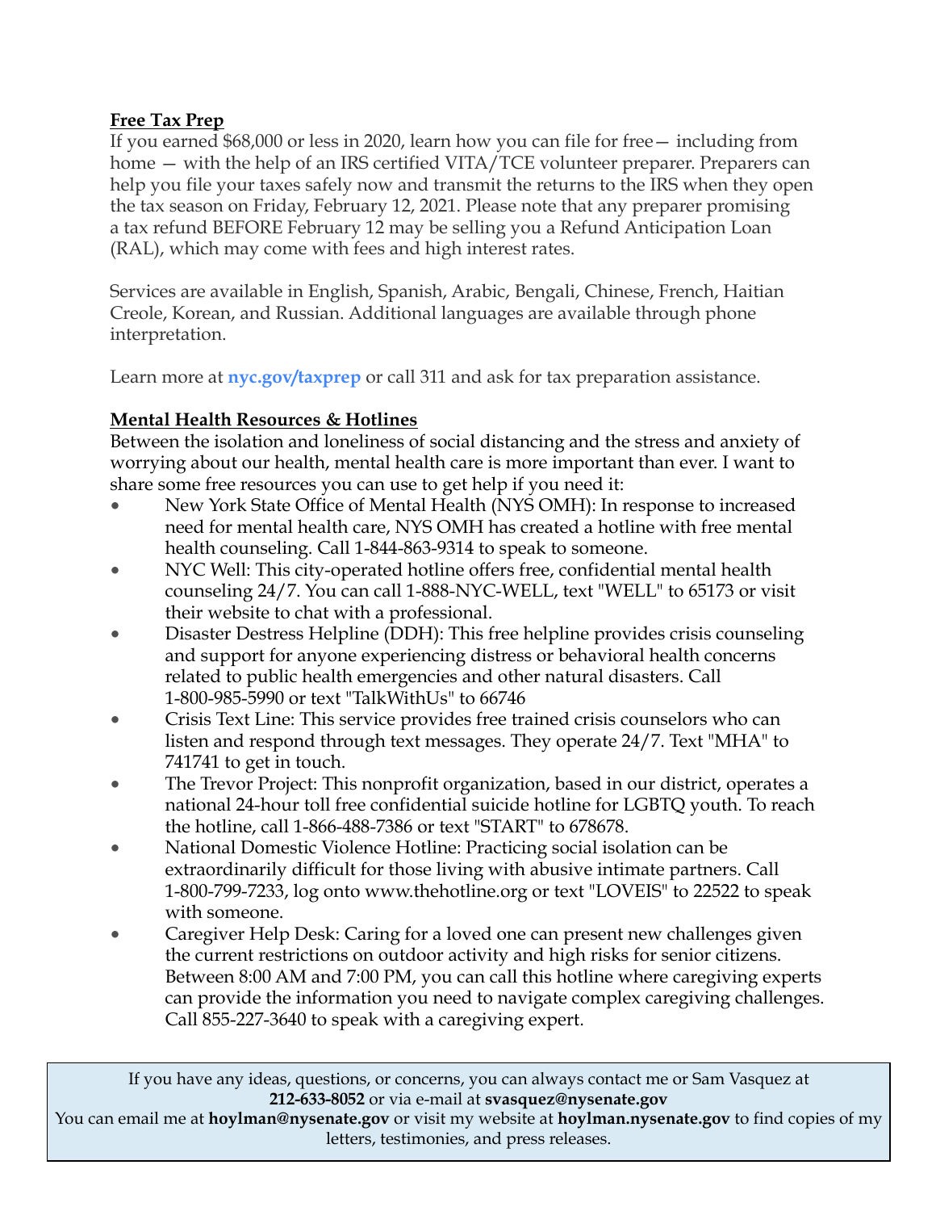**Free Tax Prep**

If you earned $68,000 or less in 2020, learn how you can file for free— including from home — with the help of an IRS certified VITA/TCE volunteer preparer. Preparers can help you file your taxes safely now and transmit the returns to the IRS when they open the tax season on Friday, February 12, 2021. Please note that any preparer promising a tax refund BEFORE February 12 may be selling you a Refund Anticipation Loan (RAL), which may come with fees and high interest rates.

Services are available in English, Spanish, Arabic, Bengali, Chinese, French, Haitian Creole, Korean, and Russian. Additional languages are available through phone interpretation.

Learn more at **nyc.gov/taxprep** or call 311 and ask for tax preparation assistance.

**Mental Health Resources & Hotlines**

Between the isolation and loneliness of social distancing and the stress and anxiety of worrying about our health, mental health care is more important than ever. I want to share some free resources you can use to get help if you need it:

- New York State Office of Mental Health (NYS OMH): In response to increased need for mental health care, NYS OMH has created a hotline with free mental health counseling. Call 1-844-863-9314 to speak to someone.
- NYC Well: This city-operated hotline offers free, confidential mental health counseling 24/7. You can call 1-888-NYC-WELL, text "WELL" to 65173 or visit their website to chat with a professional.
- Disaster Destress Helpline (DDH): This free helpline provides crisis counseling and support for anyone experiencing distress or behavioral health concerns related to public health emergencies and other natural disasters. Call 1-800-985-5990 or text "TalkWithUs" to 66746
- Crisis Text Line: This service provides free trained crisis counselors who can listen and respond through text messages. They operate 24/7. Text "MHA" to 741741 to get in touch.
- The Trevor Project: This nonprofit organization, based in our district, operates a national 24-hour toll free confidential suicide hotline for LGBTQ youth. To reach the hotline, call 1-866-488-7386 or text "START" to 678678.
- National Domestic Violence Hotline: Practicing social isolation can be extraordinarily difficult for those living with abusive intimate partners. Call 1-800-799-7233, log onto www.thehotline.org or text "LOVEIS" to 22522 to speak with someone.
- Caregiver Help Desk: Caring for a loved one can present new challenges given the current restrictions on outdoor activity and high risks for senior citizens. Between 8:00 AM and 7:00 PM, you can call this hotline where caregiving experts can provide the information you need to navigate complex caregiving challenges. Call 855-227-3640 to speak with a caregiving expert.

If you have any ideas, questions, or concerns, you can always contact me or Sam Vasquez at **212-633-8052** or via e-mail at **svasquez@nysenate.gov**
You can email me at **hoylman@nysenate.gov** or visit my website at **hoylman.nysenate.gov** to find copies of my letters, testimonies, and press releases.